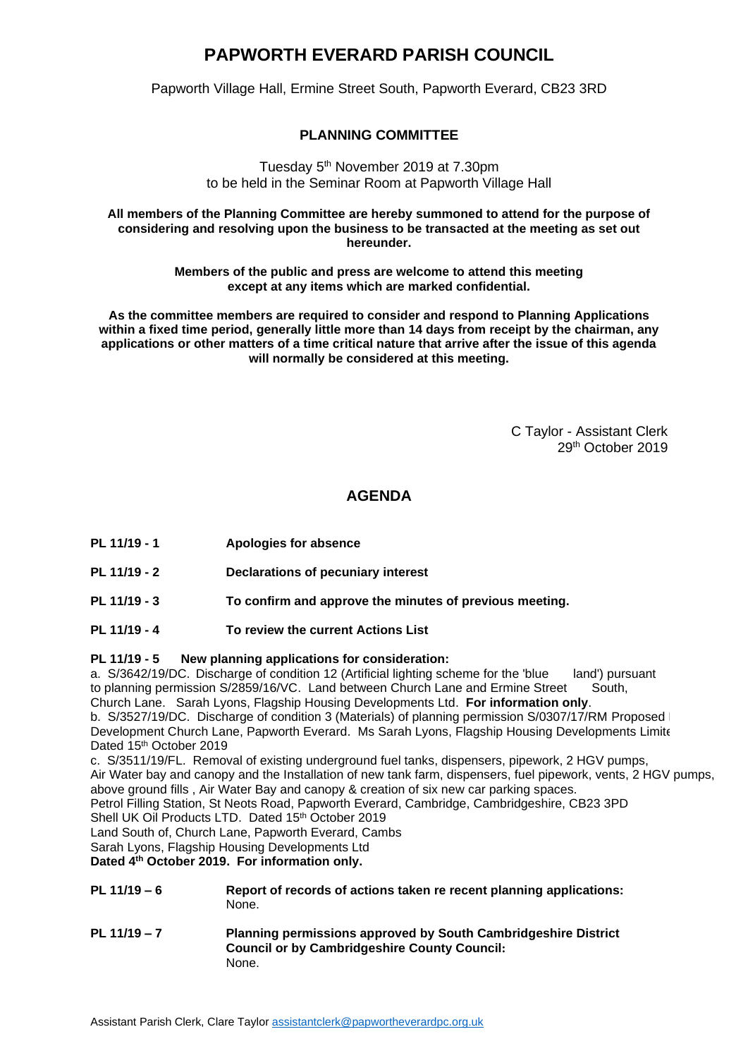# PAPWORTH EVERARD PARISH COUNCIL

Papworth Village Hall, Ermine Street South, Papworth Everard, CB23 3RD

## PLANNING COMMITTEE

Tuesday 5th November 2019 at 7.30pm
to be held in the Seminar Room at Papworth Village Hall

**All members of the Planning Committee are hereby summoned to attend for the purpose of considering and resolving upon the business to be transacted at the meeting as set out hereunder.**

**Members of the public and press are welcome to attend this meeting except at any items which are marked confidential.**

**As the committee members are required to consider and respond to Planning Applications within a fixed time period, generally little more than 14 days from receipt by the chairman, any applications or other matters of a time critical nature that arrive after the issue of this agenda will normally be considered at this meeting.**

C Taylor - Assistant Clerk
29th October 2019

## AGENDA

**PL 11/19 - 1** **Apologies for absence**

**PL 11/19 - 2** **Declarations of pecuniary interest**

**PL 11/19 - 3** **To confirm and approve the minutes of previous meeting.**

**PL 11/19 - 4** **To review the current Actions List**

**PL 11/19 - 5** **New planning applications for consideration:**

a. S/3642/19/DC. Discharge of condition 12 (Artificial lighting scheme for the 'blue land') pursuant to planning permission S/2859/16/VC. Land between Church Lane and Ermine Street South, Church Lane. Sarah Lyons, Flagship Housing Developments Ltd. **For information only**.

b. S/3527/19/DC. Discharge of condition 3 (Materials) of planning permission S/0307/17/RM Proposed Development Church Lane, Papworth Everard. Ms Sarah Lyons, Flagship Housing Developments Limite Dated 15th October 2019

c. S/3511/19/FL. Removal of existing underground fuel tanks, dispensers, pipework, 2 HGV pumps, Air Water bay and canopy and the Installation of new tank farm, dispensers, fuel pipework, vents, 2 HGV pumps, above ground fills , Air Water Bay and canopy & creation of six new car parking spaces.
Petrol Filling Station, St Neots Road, Papworth Everard, Cambridge, Cambridgeshire, CB23 3PD
Shell UK Oil Products LTD. Dated 15th October 2019
Land South of, Church Lane, Papworth Everard, Cambs
Sarah Lyons, Flagship Housing Developments Ltd
**Dated 4th October 2019. For information only.**

**PL 11/19 – 6** **Report of records of actions taken re recent planning applications:**
None.

**PL 11/19 – 7** **Planning permissions approved by South Cambridgeshire District Council or by Cambridgeshire County Council:**
None.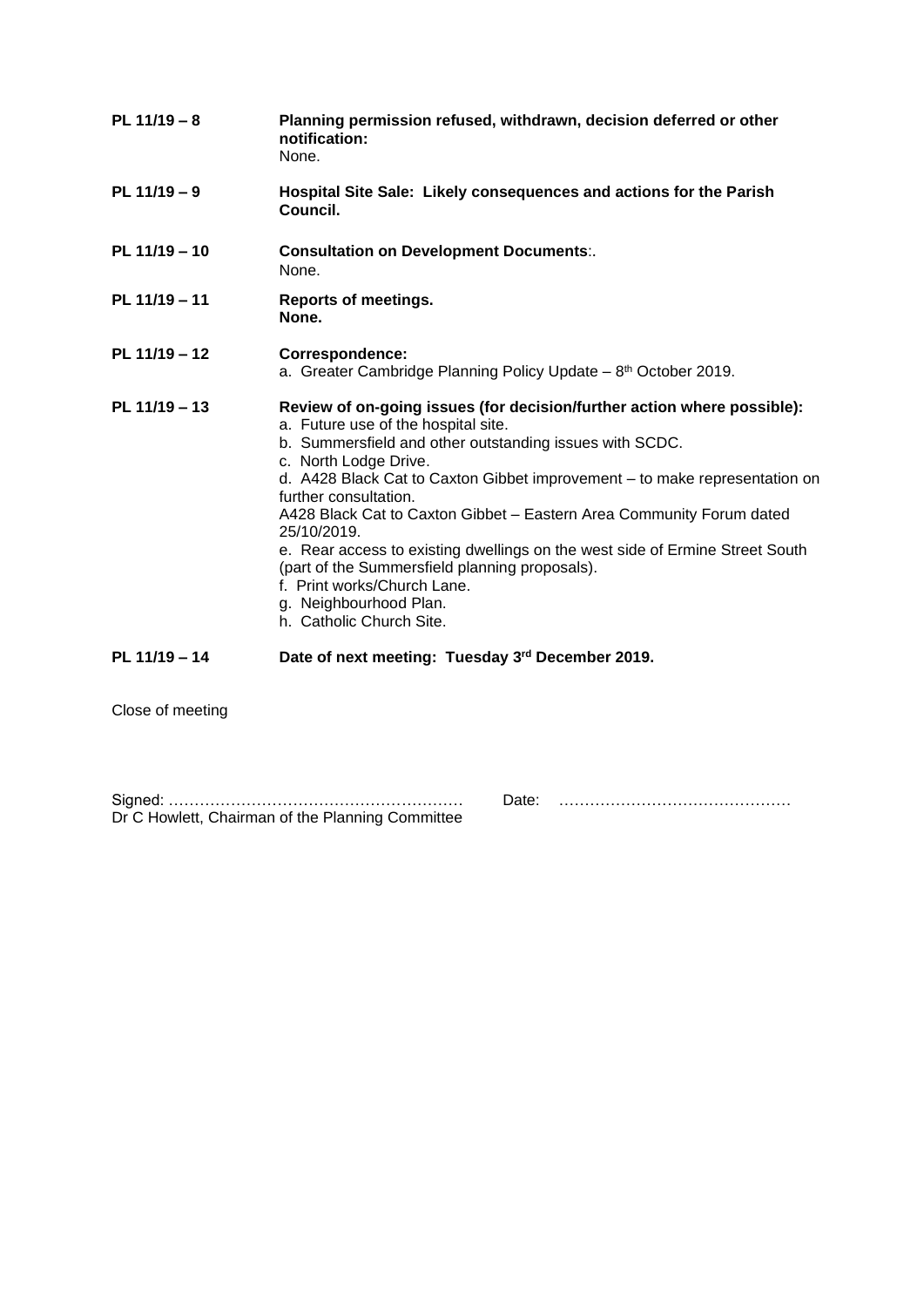**PL 11/19 – 8** **Planning permission refused, withdrawn, decision deferred or other notification:**
None.

**PL 11/19 – 9** **Hospital Site Sale: Likely consequences and actions for the Parish Council.**

**PL 11/19 – 10** **Consultation on Development Documents**:.
None.

**PL 11/19 – 11** **Reports of meetings.**
**None.**

**PL 11/19 – 12** **Correspondence:**
a. Greater Cambridge Planning Policy Update – 8th October 2019.

**PL 11/19 – 13** **Review of on-going issues (for decision/further action where possible):**
a. Future use of the hospital site.
b. Summersfield and other outstanding issues with SCDC.
c. North Lodge Drive.
d. A428 Black Cat to Caxton Gibbet improvement – to make representation on further consultation.
A428 Black Cat to Caxton Gibbet – Eastern Area Community Forum dated 25/10/2019.
e. Rear access to existing dwellings on the west side of Ermine Street South (part of the Summersfield planning proposals).
f. Print works/Church Lane.
g. Neighbourhood Plan.
h. Catholic Church Site.

**PL 11/19 – 14** **Date of next meeting: Tuesday 3rd December 2019.**

Close of meeting

Signed: ……………………………………………… Date: ……………………………………
Dr C Howlett, Chairman of the Planning Committee